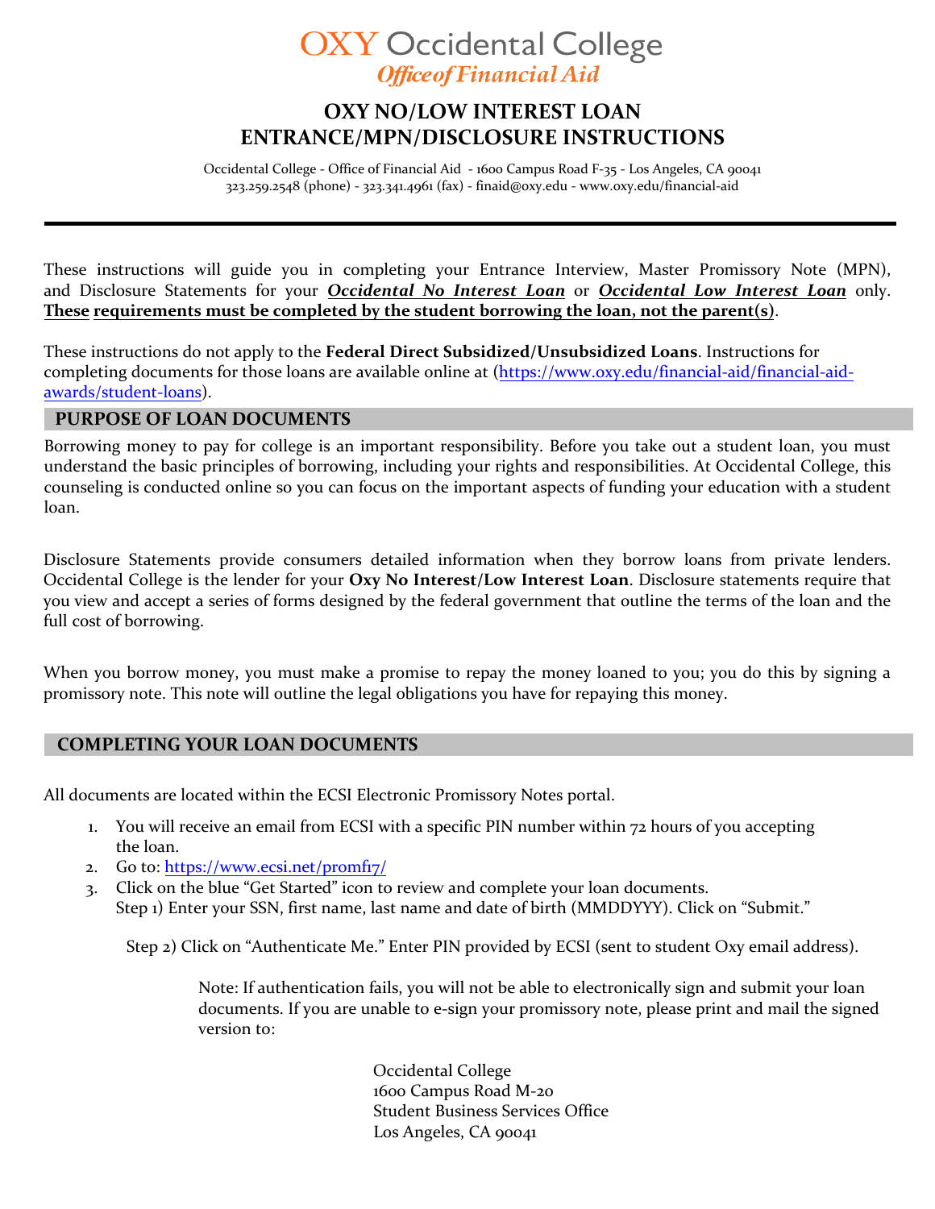# OXY Occidental College
## *Office of Financial Aid*

# OXY NO/LOW INTEREST LOAN ENTRANCE/MPN/DISCLOSURE INSTRUCTIONS

Occidental College - Office of Financial Aid - 1600 Campus Road F-35 - Los Angeles, CA 90041
323.259.2548 (phone) - 323.341.4961 (fax) - finaid@oxy.edu - www.oxy.edu/financial-aid

---

These instructions will guide you in completing your Entrance Interview, Master Promissory Note (MPN), and Disclosure Statements for your ***Occidental No Interest Loan*** or ***Occidental Low Interest Loan*** only. **These requirements must be completed by the student borrowing the loan, not the parent(s)**.

These instructions do not apply to the **Federal Direct Subsidized/Unsubsidized Loans**. Instructions for completing documents for those loans are available online at (https://www.oxy.edu/financial-aid/financial-aid-awards/student-loans).

## PURPOSE OF LOAN DOCUMENTS

Borrowing money to pay for college is an important responsibility. Before you take out a student loan, you must understand the basic principles of borrowing, including your rights and responsibilities. At Occidental College, this counseling is conducted online so you can focus on the important aspects of funding your education with a student loan.

Disclosure Statements provide consumers detailed information when they borrow loans from private lenders. Occidental College is the lender for your **Oxy No Interest/Low Interest Loan**. Disclosure statements require that you view and accept a series of forms designed by the federal government that outline the terms of the loan and the full cost of borrowing.

When you borrow money, you must make a promise to repay the money loaned to you; you do this by signing a promissory note. This note will outline the legal obligations you have for repaying this money.

## COMPLETING YOUR LOAN DOCUMENTS

All documents are located within the ECSI Electronic Promissory Notes portal.

1. You will receive an email from ECSI with a specific PIN number within 72 hours of you accepting the loan.
2. Go to: https://www.ecsi.net/promf17/
3. Click on the blue "Get Started" icon to review and complete your loan documents.
   Step 1) Enter your SSN, first name, last name and date of birth (MMDDYYY). Click on "Submit."

   Step 2) Click on "Authenticate Me." Enter PIN provided by ECSI (sent to student Oxy email address).

   Note: If authentication fails, you will not be able to electronically sign and submit your loan documents. If you are unable to e-sign your promissory note, please print and mail the signed version to:

   Occidental College
   1600 Campus Road M-20
   Student Business Services Office
   Los Angeles, CA 90041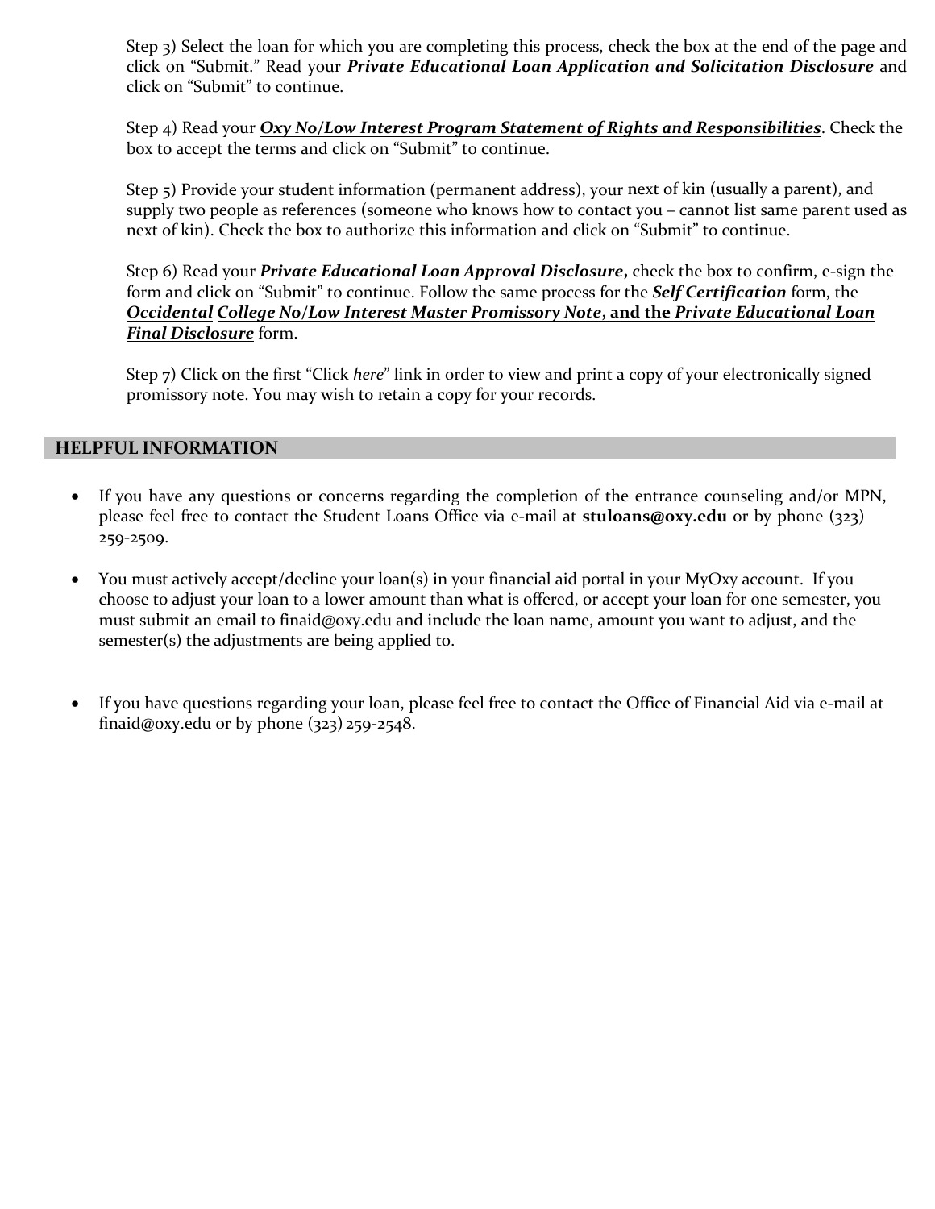Step 3) Select the loan for which you are completing this process, check the box at the end of the page and click on "Submit." Read your ***Private Educational Loan Application and Solicitation Disclosure*** and click on "Submit" to continue.

Step 4) Read your ***Oxy No/Low Interest Program Statement of Rights and Responsibilities***. Check the box to accept the terms and click on "Submit" to continue.

Step 5) Provide your student information (permanent address), your next of kin (usually a parent), and supply two people as references (someone who knows how to contact you – cannot list same parent used as next of kin). Check the box to authorize this information and click on "Submit" to continue.

Step 6) Read your ***Private Educational Loan Approval Disclosure*****,** check the box to confirm, e-sign the form and click on "Submit" to continue. Follow the same process for the ***Self Certification*** form, the ***Occidental College No/Low Interest Master Promissory Note*****, and the** ***Private Educational Loan Final Disclosure*** form.

Step 7) Click on the first "Click *here*" link in order to view and print a copy of your electronically signed promissory note. You may wish to retain a copy for your records.

## HELPFUL INFORMATION

- If you have any questions or concerns regarding the completion of the entrance counseling and/or MPN, please feel free to contact the Student Loans Office via e-mail at **stuloans@oxy.edu** or by phone (323) 259-2509.

- You must actively accept/decline your loan(s) in your financial aid portal in your MyOxy account. If you choose to adjust your loan to a lower amount than what is offered, or accept your loan for one semester, you must submit an email to finaid@oxy.edu and include the loan name, amount you want to adjust, and the semester(s) the adjustments are being applied to.

- If you have questions regarding your loan, please feel free to contact the Office of Financial Aid via e-mail at finaid@oxy.edu or by phone (323) 259-2548.